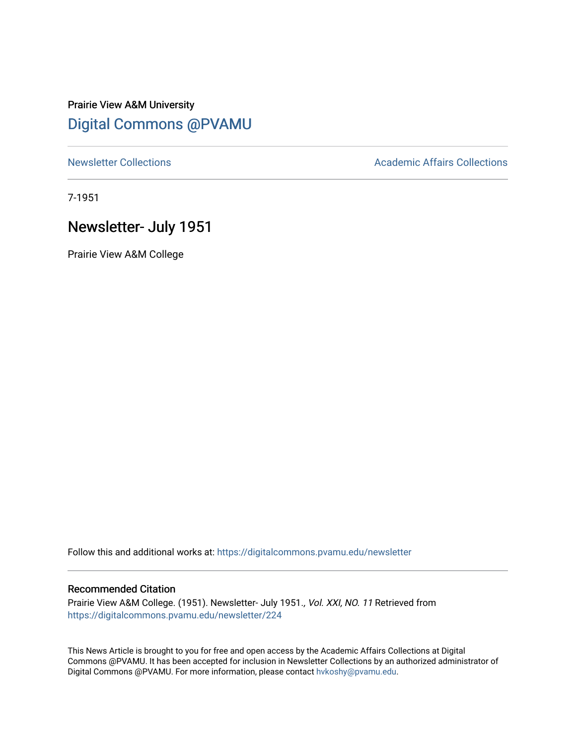Prairie View A&M University

# Digital Commons @PVAMU

Newsletter Collections

Academic Affairs Collections

7-1951

## Newsletter- July 1951

Prairie View A&M College

Follow this and additional works at: https://digitalcommons.pvamu.edu/newsletter

### Recommended Citation

Prairie View A&M College. (1951). Newsletter- July 1951., *Vol. XXI, NO. 11* Retrieved from https://digitalcommons.pvamu.edu/newsletter/224

This News Article is brought to you for free and open access by the Academic Affairs Collections at Digital Commons @PVAMU. It has been accepted for inclusion in Newsletter Collections by an authorized administrator of Digital Commons @PVAMU. For more information, please contact hvkoshy@pvamu.edu.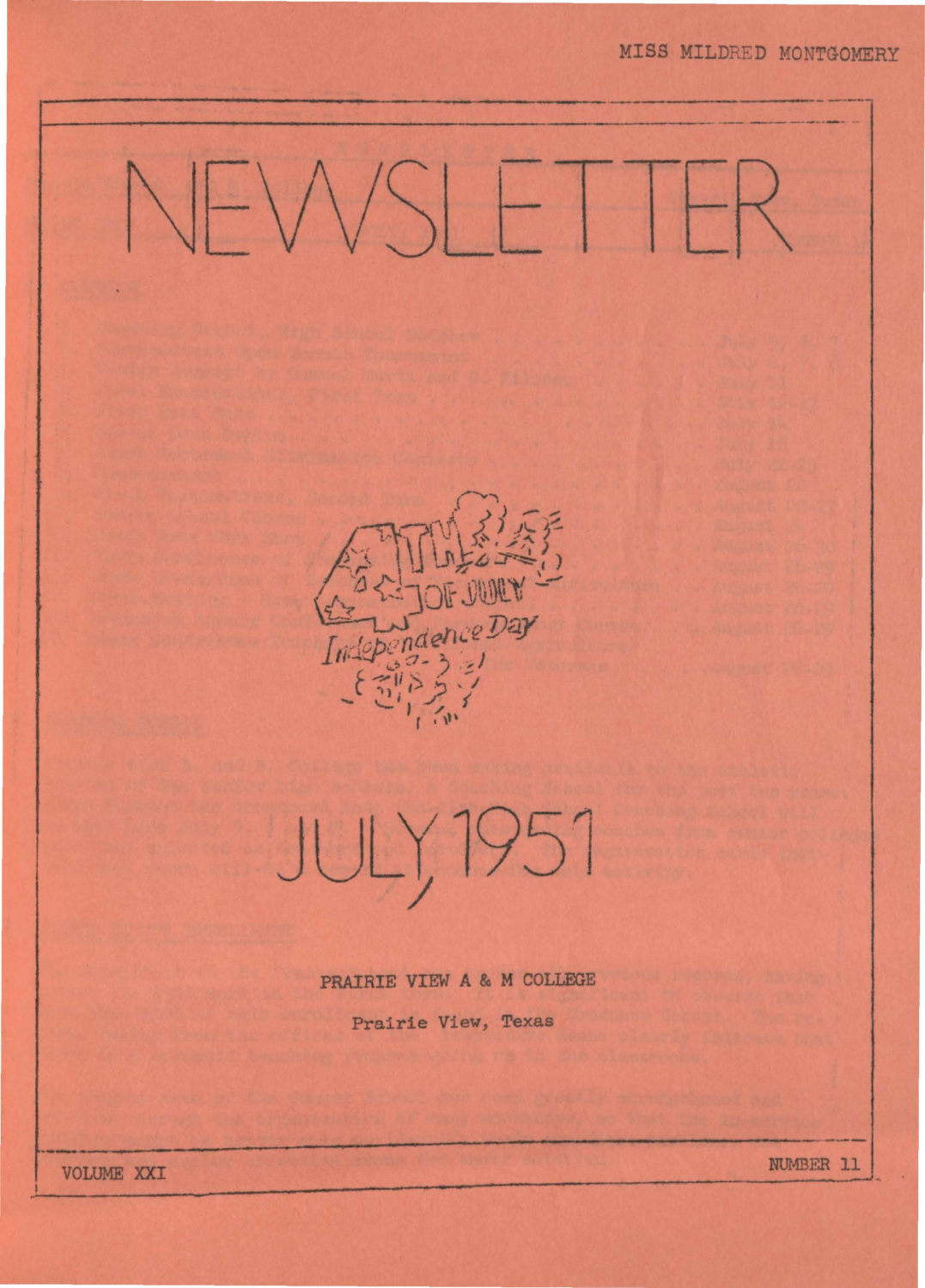MISS MILDRED MONTGOMERY

# NEWSLETTER

4TH OF JULY Independence Day

JULY, 1951

PRAIRIE VIEW A & M COLLEGE

Prairie View, Texas

VOLUME XXI

NUMBER 11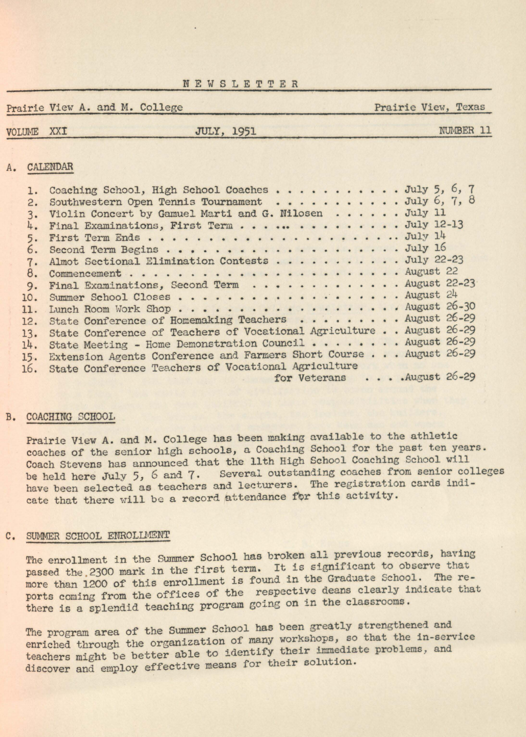# NEWSLETTER

Prairie View A. and M. College — Prairie View, Texas

VOLUME XXI — JULY, 1951 — NUMBER 11

## A. CALENDAR

1. Coaching School, High School Coaches . . . . . . . . . . . July 5, 6, 7
2. Southwestern Open Tennis Tournament . . . . . . . . . . . July 6, 7, 8
3. Violin Concert by Gamuel Marti and G. Nilosen . . . . . . July 11
4. Final Examinations, First Term . . . . . . . . . . . . . July 12-13
5. First Term Ends . . . . . . . . . . . . . . . . . . . . July 14
6. Second Term Begins . . . . . . . . . . . . . . . . . . . July 16
7. Almot Sectional Elimination Contests . . . . . . . . . . July 22-23
8. Commencement . . . . . . . . . . . . . . . . . . . . . . August 22
9. Final Examinations, Second Term . . . . . . . . . . . . August 22-23
10. Summer School Closes . . . . . . . . . . . . . . . . . . August 24
11. Lunch Room Work Shop . . . . . . . . . . . . . . . . . . August 26-30
12. State Conference of Homemaking Teachers . . . . . . . . . August 26-29
13. State Conference of Teachers of Vocational Agriculture . . August 26-29
14. State Meeting - Home Demonstration Council . . . . . . . . August 26-29
15. Extension Agents Conference and Farmers Short Course . . . August 26-29
16. State Conference Teachers of Vocational Agriculture for Veterans . . . August 26-29

## B. COACHING SCHOOL

Prairie View A. and M. College has been making available to the athletic coaches of the senior high schools, a Coaching School for the past ten years. Coach Stevens has announced that the 11th High School Coaching School will be held here July 5, 6 and 7. Several outstanding coaches from senior colleges have been selected as teachers and lecturers. The registration cards indicate that there will be a record attendance for this activity.

## C. SUMMER SCHOOL ENROLLMENT

The enrollment in the Summer School has broken all previous records, having passed the 2300 mark in the first term. It is significant to observe that more than 1200 of this enrollment is found in the Graduate School. The reports coming from the offices of the respective deans clearly indicate that there is a splendid teaching program going on in the classrooms.

The program area of the Summer School has been greatly strengthened and enriched through the organization of many workshops, so that the in-service teachers might be better able to identify their immediate problems, and discover and employ effective means for their solution.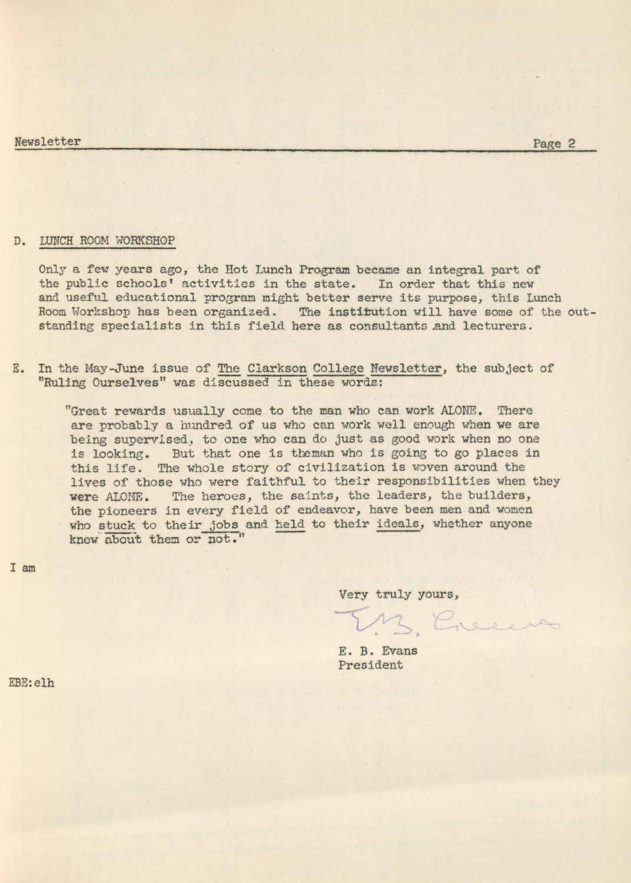D. LUNCH ROOM WORKSHOP

Only a few years ago, the Hot Lunch Program became an integral part of the public schools' activities in the state. In order that this new and useful educational program might better serve its purpose, this Lunch Room Workshop has been organized. The institution will have some of the outstanding specialists in this field here as consultants and lecturers.

E. In the May-June issue of The Clarkson College Newsletter, the subject of "Ruling Ourselves" was discussed in these words:

> "Great rewards usually come to the man who can work ALONE. There are probably a hundred of us who can work well enough when we are being supervised, to one who can do just as good work when no one is looking. But that one is theman who is going to go places in this life. The whole story of civilization is woven around the lives of those who were faithful to their responsibilities when they were ALONE. The heroes, the saints, the leaders, the builders, the pioneers in every field of endeavor, have been men and women who stuck to their jobs and held to their ideals, whether anyone knew about them or not."

I am

Very truly yours,

E. B. Evans
President

EBE:elh